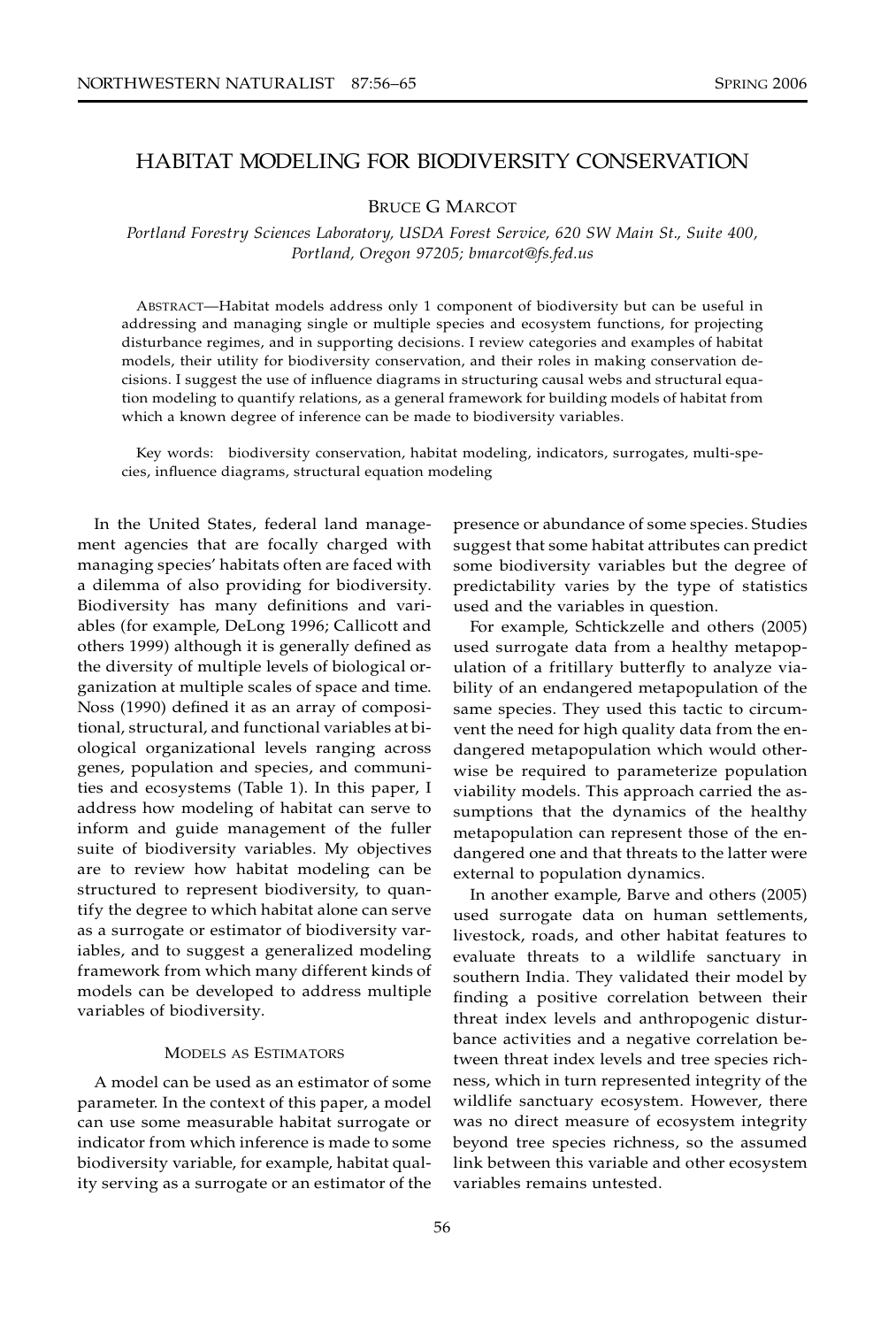# HABITAT MODELING FOR BIODIVERSITY CONSERVATION

BRUCE G MARCOT

*Portland Forestry Sciences Laboratory, USDA Forest Service, 620 SW Main St., Suite 400, Portland, Oregon 97205; bmarcot@fs.fed.us*

ABSTRACT—Habitat models address only 1 component of biodiversity but can be useful in addressing and managing single or multiple species and ecosystem functions, for projecting disturbance regimes, and in supporting decisions. I review categories and examples of habitat models, their utility for biodiversity conservation, and their roles in making conservation decisions. I suggest the use of influence diagrams in structuring causal webs and structural equation modeling to quantify relations, as a general framework for building models of habitat from which a known degree of inference can be made to biodiversity variables.

Key words: biodiversity conservation, habitat modeling, indicators, surrogates, multi-species, influence diagrams, structural equation modeling

In the United States, federal land management agencies that are focally charged with managing species' habitats often are faced with a dilemma of also providing for biodiversity. Biodiversity has many definitions and variables (for example, DeLong 1996; Callicott and others 1999) although it is generally defined as the diversity of multiple levels of biological organization at multiple scales of space and time. Noss (1990) defined it as an array of compositional, structural, and functional variables at biological organizational levels ranging across genes, population and species, and communities and ecosystems (Table 1). In this paper, I address how modeling of habitat can serve to inform and guide management of the fuller suite of biodiversity variables. My objectives are to review how habitat modeling can be structured to represent biodiversity, to quantify the degree to which habitat alone can serve as a surrogate or estimator of biodiversity variables, and to suggest a generalized modeling framework from which many different kinds of models can be developed to address multiple variables of biodiversity.

## MODELS AS ESTIMATORS

A model can be used as an estimator of some parameter. In the context of this paper, a model can use some measurable habitat surrogate or indicator from which inference is made to some biodiversity variable, for example, habitat quality serving as a surrogate or an estimator of the presence or abundance of some species. Studies suggest that some habitat attributes can predict some biodiversity variables but the degree of predictability varies by the type of statistics used and the variables in question.

For example, Schtickzelle and others (2005) used surrogate data from a healthy metapopulation of a fritillary butterfly to analyze viability of an endangered metapopulation of the same species. They used this tactic to circumvent the need for high quality data from the endangered metapopulation which would otherwise be required to parameterize population viability models. This approach carried the assumptions that the dynamics of the healthy metapopulation can represent those of the endangered one and that threats to the latter were external to population dynamics.

In another example, Barve and others (2005) used surrogate data on human settlements, livestock, roads, and other habitat features to evaluate threats to a wildlife sanctuary in southern India. They validated their model by finding a positive correlation between their threat index levels and anthropogenic disturbance activities and a negative correlation between threat index levels and tree species richness, which in turn represented integrity of the wildlife sanctuary ecosystem. However, there was no direct measure of ecosystem integrity beyond tree species richness, so the assumed link between this variable and other ecosystem variables remains untested.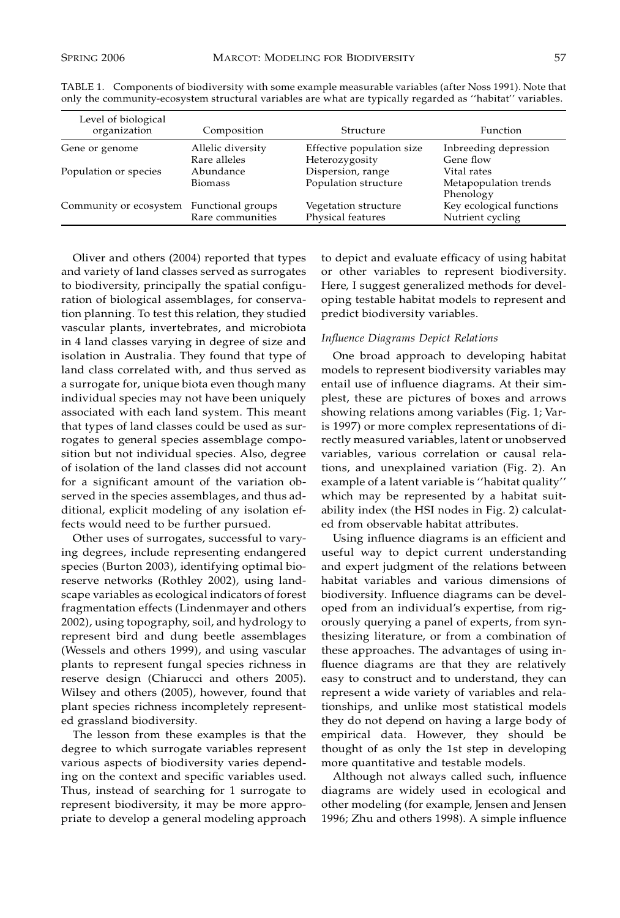TABLE 1. Components of biodiversity with some example measurable variables (after Noss 1991). Note that only the community-ecosystem structural variables are what are typically regarded as ''habitat'' variables.

| Level of biological organization | Composition | Structure | Function |
|---|---|---|---|
| Gene or genome | Allelic diversity | Effective population size | Inbreeding depression |
| | Rare alleles | Heterozygosity | Gene flow |
| Population or species | Abundance | Dispersion, range | Vital rates |
| | Biomass | Population structure | Metapopulation trends |
| | | | Phenology |
| Community or ecosystem | Functional groups | Vegetation structure | Key ecological functions |
| | Rare communities | Physical features | Nutrient cycling |

Oliver and others (2004) reported that types and variety of land classes served as surrogates to biodiversity, principally the spatial configuration of biological assemblages, for conservation planning. To test this relation, they studied vascular plants, invertebrates, and microbiota in 4 land classes varying in degree of size and isolation in Australia. They found that type of land class correlated with, and thus served as a surrogate for, unique biota even though many individual species may not have been uniquely associated with each land system. This meant that types of land classes could be used as surrogates to general species assemblage composition but not individual species. Also, degree of isolation of the land classes did not account for a significant amount of the variation observed in the species assemblages, and thus additional, explicit modeling of any isolation effects would need to be further pursued.

Other uses of surrogates, successful to varying degrees, include representing endangered species (Burton 2003), identifying optimal bioreserve networks (Rothley 2002), using landscape variables as ecological indicators of forest fragmentation effects (Lindenmayer and others 2002), using topography, soil, and hydrology to represent bird and dung beetle assemblages (Wessels and others 1999), and using vascular plants to represent fungal species richness in reserve design (Chiarucci and others 2005). Wilsey and others (2005), however, found that plant species richness incompletely represented grassland biodiversity.

The lesson from these examples is that the degree to which surrogate variables represent various aspects of biodiversity varies depending on the context and specific variables used. Thus, instead of searching for 1 surrogate to represent biodiversity, it may be more appropriate to develop a general modeling approach to depict and evaluate efficacy of using habitat or other variables to represent biodiversity. Here, I suggest generalized methods for developing testable habitat models to represent and predict biodiversity variables.

### *Influence Diagrams Depict Relations*

One broad approach to developing habitat models to represent biodiversity variables may entail use of influence diagrams. At their simplest, these are pictures of boxes and arrows showing relations among variables (Fig. 1; Varis 1997) or more complex representations of directly measured variables, latent or unobserved variables, various correlation or causal relations, and unexplained variation (Fig. 2). An example of a latent variable is ''habitat quality'' which may be represented by a habitat suitability index (the HSI nodes in Fig. 2) calculated from observable habitat attributes.

Using influence diagrams is an efficient and useful way to depict current understanding and expert judgment of the relations between habitat variables and various dimensions of biodiversity. Influence diagrams can be developed from an individual's expertise, from rigorously querying a panel of experts, from synthesizing literature, or from a combination of these approaches. The advantages of using influence diagrams are that they are relatively easy to construct and to understand, they can represent a wide variety of variables and relationships, and unlike most statistical models they do not depend on having a large body of empirical data. However, they should be thought of as only the 1st step in developing more quantitative and testable models.

Although not always called such, influence diagrams are widely used in ecological and other modeling (for example, Jensen and Jensen 1996; Zhu and others 1998). A simple influence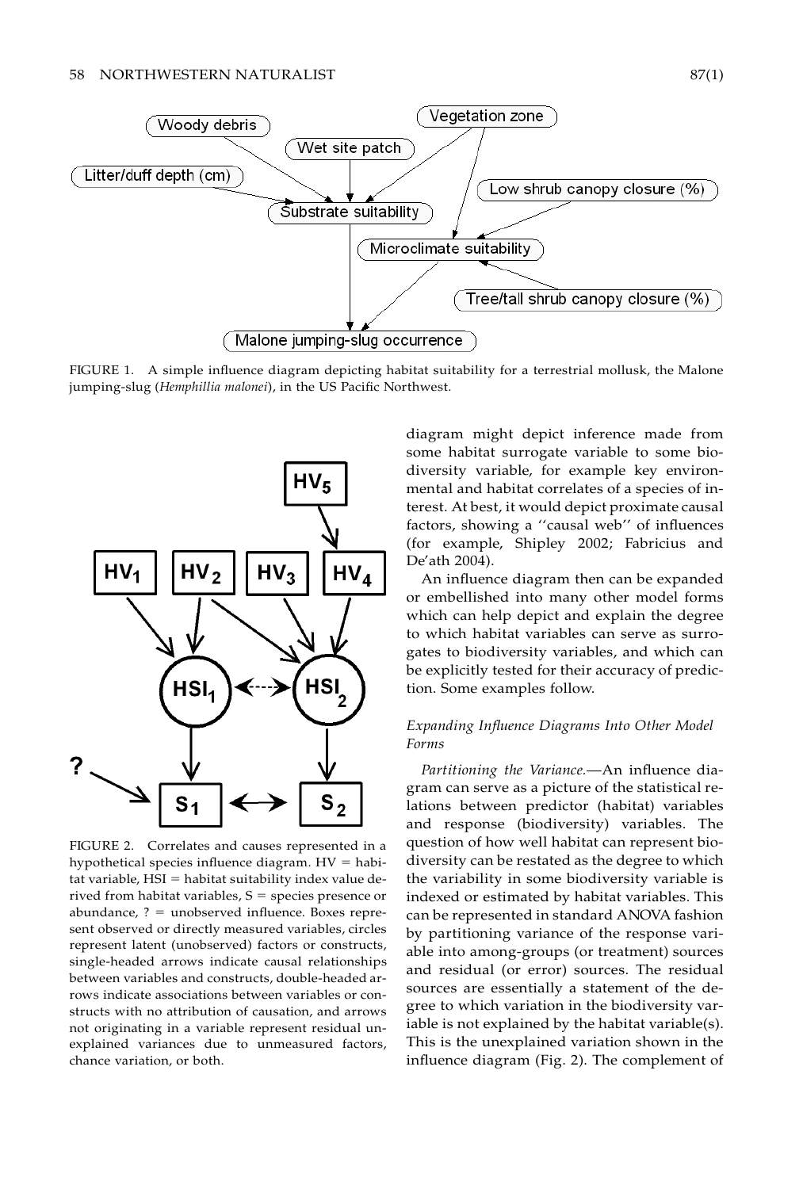FIGURE 1. A simple influence diagram depicting habitat suitability for a terrestrial mollusk, the Malone jumping-slug (*Hemphillia malonei*), in the US Pacific Northwest.

FIGURE 2. Correlates and causes represented in a hypothetical species influence diagram. HV = habitat variable, HSI = habitat suitability index value derived from habitat variables, S = species presence or abundance, ? = unobserved influence. Boxes represent observed or directly measured variables, circles represent latent (unobserved) factors or constructs, single-headed arrows indicate causal relationships between variables and constructs, double-headed arrows indicate associations between variables or constructs with no attribution of causation, and arrows not originating in a variable represent residual unexplained variances due to unmeasured factors, chance variation, or both.

diagram might depict inference made from some habitat surrogate variable to some biodiversity variable, for example key environmental and habitat correlates of a species of interest. At best, it would depict proximate causal factors, showing a ''causal web'' of influences (for example, Shipley 2002; Fabricius and De'ath 2004).

An influence diagram then can be expanded or embellished into many other model forms which can help depict and explain the degree to which habitat variables can serve as surrogates to biodiversity variables, and which can be explicitly tested for their accuracy of prediction. Some examples follow.

### *Expanding Influence Diagrams Into Other Model Forms*

*Partitioning the Variance.*—An influence diagram can serve as a picture of the statistical relations between predictor (habitat) variables and response (biodiversity) variables. The question of how well habitat can represent biodiversity can be restated as the degree to which the variability in some biodiversity variable is indexed or estimated by habitat variables. This can be represented in standard ANOVA fashion by partitioning variance of the response variable into among-groups (or treatment) sources and residual (or error) sources. The residual sources are essentially a statement of the degree to which variation in the biodiversity variable is not explained by the habitat variable(s). This is the unexplained variation shown in the influence diagram (Fig. 2). The complement of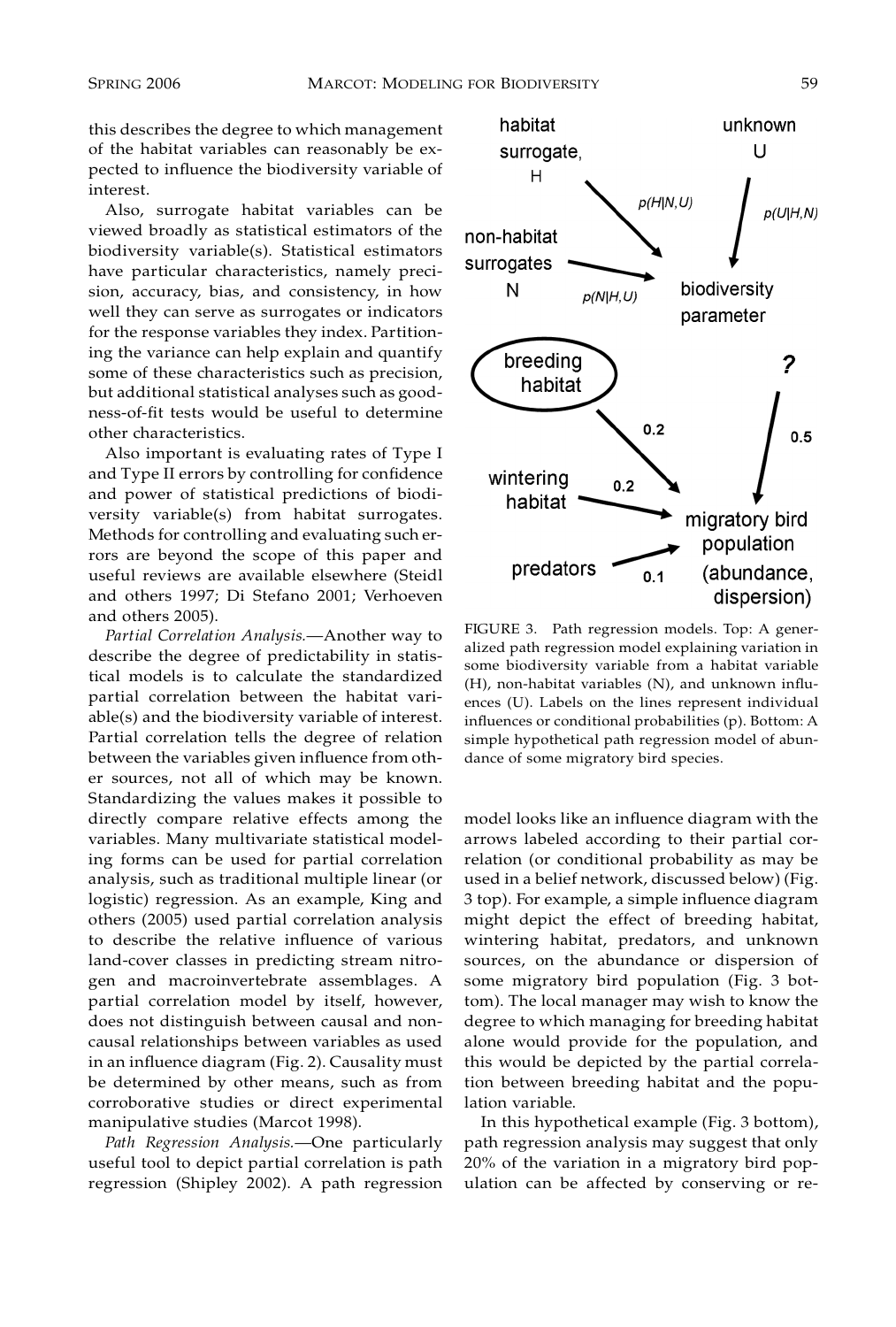this describes the degree to which management of the habitat variables can reasonably be expected to influence the biodiversity variable of interest.

Also, surrogate habitat variables can be viewed broadly as statistical estimators of the biodiversity variable(s). Statistical estimators have particular characteristics, namely precision, accuracy, bias, and consistency, in how well they can serve as surrogates or indicators for the response variables they index. Partitioning the variance can help explain and quantify some of these characteristics such as precision, but additional statistical analyses such as goodness-of-fit tests would be useful to determine other characteristics.

Also important is evaluating rates of Type I and Type II errors by controlling for confidence and power of statistical predictions of biodiversity variable(s) from habitat surrogates. Methods for controlling and evaluating such errors are beyond the scope of this paper and useful reviews are available elsewhere (Steidl and others 1997; Di Stefano 2001; Verhoeven and others 2005).

*Partial Correlation Analysis.*—Another way to describe the degree of predictability in statistical models is to calculate the standardized partial correlation between the habitat variable(s) and the biodiversity variable of interest. Partial correlation tells the degree of relation between the variables given influence from other sources, not all of which may be known. Standardizing the values makes it possible to directly compare relative effects among the variables. Many multivariate statistical modeling forms can be used for partial correlation analysis, such as traditional multiple linear (or logistic) regression. As an example, King and others (2005) used partial correlation analysis to describe the relative influence of various land-cover classes in predicting stream nitrogen and macroinvertebrate assemblages. A partial correlation model by itself, however, does not distinguish between causal and noncausal relationships between variables as used in an influence diagram (Fig. 2). Causality must be determined by other means, such as from corroborative studies or direct experimental manipulative studies (Marcot 1998).

*Path Regression Analysis.*—One particularly useful tool to depict partial correlation is path regression (Shipley 2002). A path regression model looks like an influence diagram with the arrows labeled according to their partial correlation (or conditional probability as may be used in a belief network, discussed below) (Fig. 3 top). For example, a simple influence diagram might depict the effect of breeding habitat, wintering habitat, predators, and unknown sources, on the abundance or dispersion of some migratory bird population (Fig. 3 bottom). The local manager may wish to know the degree to which managing for breeding habitat alone would provide for the population, and this would be depicted by the partial correlation between breeding habitat and the population variable.

In this hypothetical example (Fig. 3 bottom), path regression analysis may suggest that only 20% of the variation in a migratory bird population can be affected by conserving or re-

FIGURE 3. Path regression models. Top: A generalized path regression model explaining variation in some biodiversity variable from a habitat variable (H), non-habitat variables (N), and unknown influences (U). Labels on the lines represent individual influences or conditional probabilities (p). Bottom: A simple hypothetical path regression model of abundance of some migratory bird species.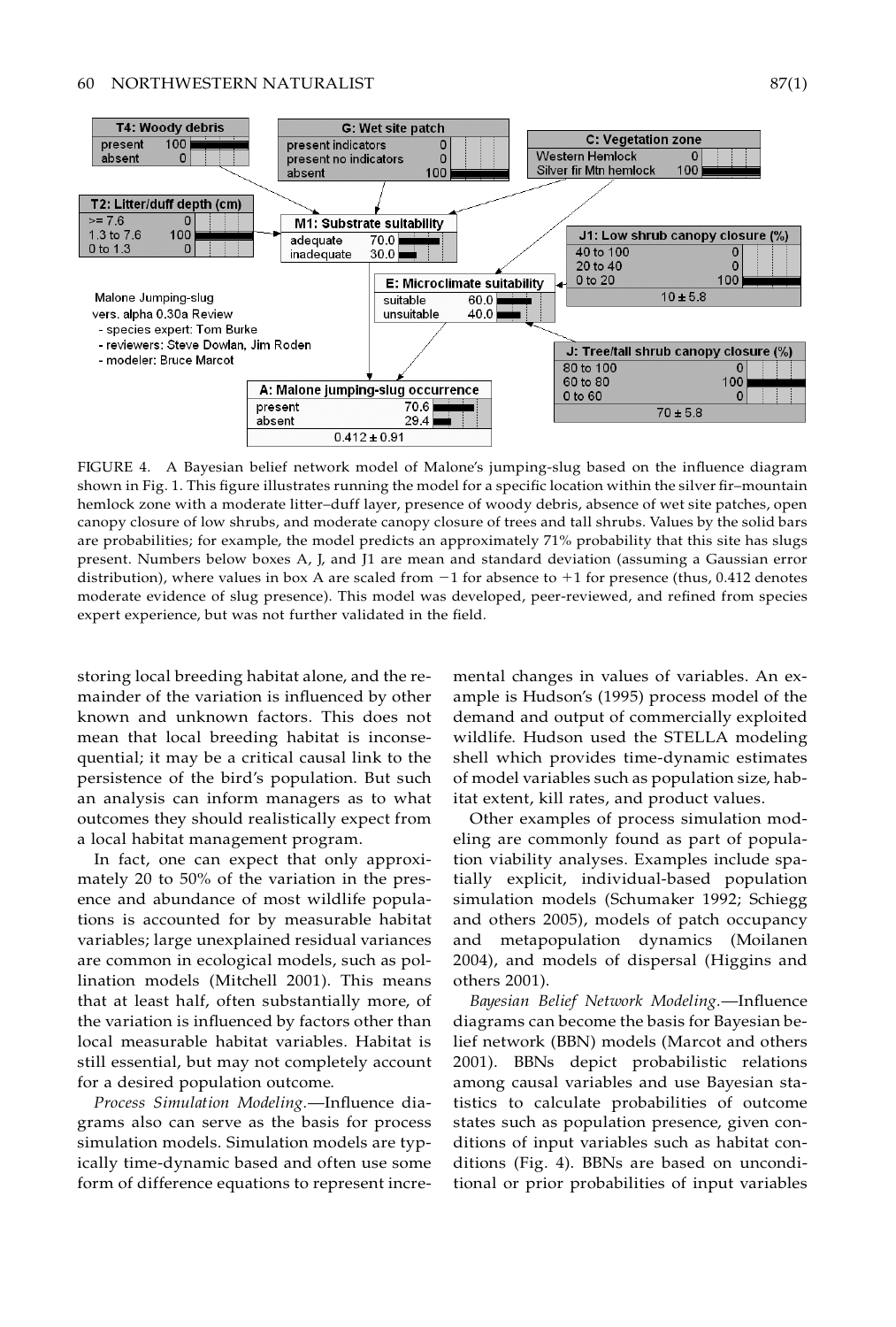FIGURE 4. A Bayesian belief network model of Malone's jumping-slug based on the influence diagram shown in Fig. 1. This figure illustrates running the model for a specific location within the silver fir–mountain hemlock zone with a moderate litter–duff layer, presence of woody debris, absence of wet site patches, open canopy closure of low shrubs, and moderate canopy closure of trees and tall shrubs. Values by the solid bars are probabilities; for example, the model predicts an approximately 71% probability that this site has slugs present. Numbers below boxes A, J, and J1 are mean and standard deviation (assuming a Gaussian error distribution), where values in box A are scaled from −1 for absence to +1 for presence (thus, 0.412 denotes moderate evidence of slug presence). This model was developed, peer-reviewed, and refined from species expert experience, but was not further validated in the field.

storing local breeding habitat alone, and the remainder of the variation is influenced by other known and unknown factors. This does not mean that local breeding habitat is inconsequential; it may be a critical causal link to the persistence of the bird's population. But such an analysis can inform managers as to what outcomes they should realistically expect from a local habitat management program.

In fact, one can expect that only approximately 20 to 50% of the variation in the presence and abundance of most wildlife populations is accounted for by measurable habitat variables; large unexplained residual variances are common in ecological models, such as pollination models (Mitchell 2001). This means that at least half, often substantially more, of the variation is influenced by factors other than local measurable habitat variables. Habitat is still essential, but may not completely account for a desired population outcome.

*Process Simulation Modeling.*—Influence diagrams also can serve as the basis for process simulation models. Simulation models are typically time-dynamic based and often use some form of difference equations to represent incremental changes in values of variables. An example is Hudson's (1995) process model of the demand and output of commercially exploited wildlife. Hudson used the STELLA modeling shell which provides time-dynamic estimates of model variables such as population size, habitat extent, kill rates, and product values.

Other examples of process simulation modeling are commonly found as part of population viability analyses. Examples include spatially explicit, individual-based population simulation models (Schumaker 1992; Schiegg and others 2005), models of patch occupancy and metapopulation dynamics (Moilanen 2004), and models of dispersal (Higgins and others 2001).

*Bayesian Belief Network Modeling.*—Influence diagrams can become the basis for Bayesian belief network (BBN) models (Marcot and others 2001). BBNs depict probabilistic relations among causal variables and use Bayesian statistics to calculate probabilities of outcome states such as population presence, given conditions of input variables such as habitat conditions (Fig. 4). BBNs are based on unconditional or prior probabilities of input variables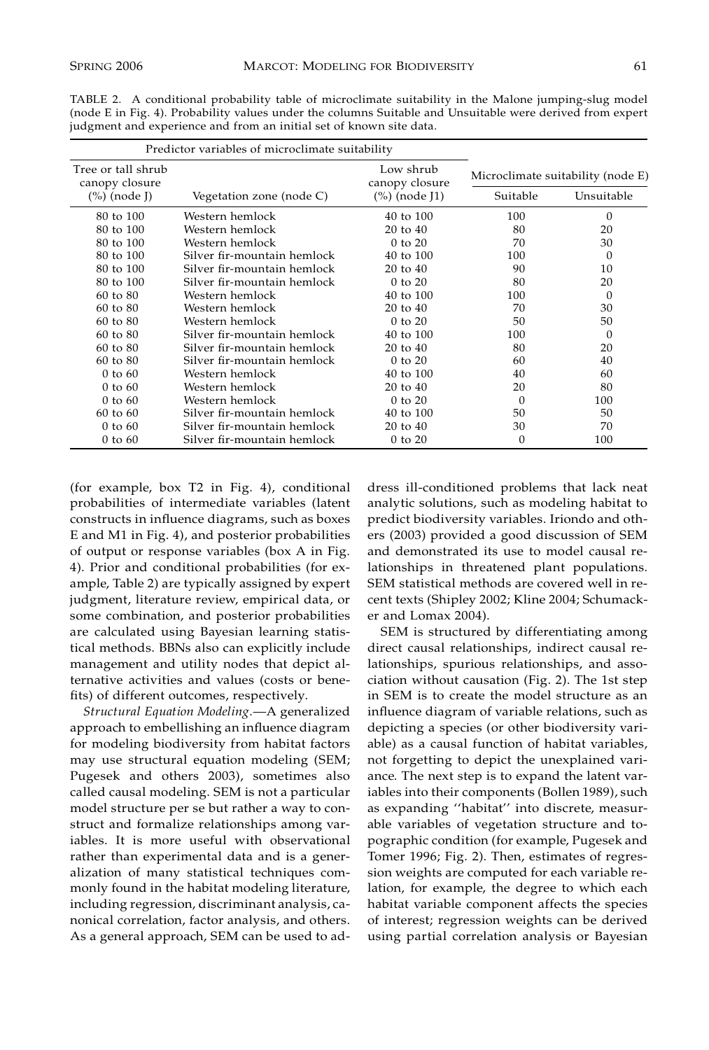TABLE 2. A conditional probability table of microclimate suitability in the Malone jumping-slug model (node E in Fig. 4). Probability values under the columns Suitable and Unsuitable were derived from expert judgment and experience and from an initial set of known site data.

| Predictor variables of microclimate suitability | | | Microclimate suitability (node E) | |
|---|---|---|---|---|
| Tree or tall shrub canopy closure (%) (node J) | Vegetation zone (node C) | Low shrub canopy closure (%) (node J1) | Suitable | Unsuitable |
| 80 to 100 | Western hemlock | 40 to 100 | 100 | 0 |
| 80 to 100 | Western hemlock | 20 to 40 | 80 | 20 |
| 80 to 100 | Western hemlock | 0 to 20 | 70 | 30 |
| 80 to 100 | Silver fir-mountain hemlock | 40 to 100 | 100 | 0 |
| 80 to 100 | Silver fir-mountain hemlock | 20 to 40 | 90 | 10 |
| 80 to 100 | Silver fir-mountain hemlock | 0 to 20 | 80 | 20 |
| 60 to 80 | Western hemlock | 40 to 100 | 100 | 0 |
| 60 to 80 | Western hemlock | 20 to 40 | 70 | 30 |
| 60 to 80 | Western hemlock | 0 to 20 | 50 | 50 |
| 60 to 80 | Silver fir-mountain hemlock | 40 to 100 | 100 | 0 |
| 60 to 80 | Silver fir-mountain hemlock | 20 to 40 | 80 | 20 |
| 60 to 80 | Silver fir-mountain hemlock | 0 to 20 | 60 | 40 |
| 0 to 60 | Western hemlock | 40 to 100 | 40 | 60 |
| 0 to 60 | Western hemlock | 20 to 40 | 20 | 80 |
| 0 to 60 | Western hemlock | 0 to 20 | 0 | 100 |
| 60 to 60 | Silver fir-mountain hemlock | 40 to 100 | 50 | 50 |
| 0 to 60 | Silver fir-mountain hemlock | 20 to 40 | 30 | 70 |
| 0 to 60 | Silver fir-mountain hemlock | 0 to 20 | 0 | 100 |

(for example, box T2 in Fig. 4), conditional probabilities of intermediate variables (latent constructs in influence diagrams, such as boxes E and M1 in Fig. 4), and posterior probabilities of output or response variables (box A in Fig. 4). Prior and conditional probabilities (for example, Table 2) are typically assigned by expert judgment, literature review, empirical data, or some combination, and posterior probabilities are calculated using Bayesian learning statistical methods. BBNs also can explicitly include management and utility nodes that depict alternative activities and values (costs or benefits) of different outcomes, respectively.

*Structural Equation Modeling.*—A generalized approach to embellishing an influence diagram for modeling biodiversity from habitat factors may use structural equation modeling (SEM; Pugesek and others 2003), sometimes also called causal modeling. SEM is not a particular model structure per se but rather a way to construct and formalize relationships among variables. It is more useful with observational rather than experimental data and is a generalization of many statistical techniques commonly found in the habitat modeling literature, including regression, discriminant analysis, canonical correlation, factor analysis, and others. As a general approach, SEM can be used to address ill-conditioned problems that lack neat analytic solutions, such as modeling habitat to predict biodiversity variables. Iriondo and others (2003) provided a good discussion of SEM and demonstrated its use to model causal relationships in threatened plant populations. SEM statistical methods are covered well in recent texts (Shipley 2002; Kline 2004; Schumacker and Lomax 2004).

SEM is structured by differentiating among direct causal relationships, indirect causal relationships, spurious relationships, and association without causation (Fig. 2). The 1st step in SEM is to create the model structure as an influence diagram of variable relations, such as depicting a species (or other biodiversity variable) as a causal function of habitat variables, not forgetting to depict the unexplained variance. The next step is to expand the latent variables into their components (Bollen 1989), such as expanding ''habitat'' into discrete, measurable variables of vegetation structure and topographic condition (for example, Pugesek and Tomer 1996; Fig. 2). Then, estimates of regression weights are computed for each variable relation, for example, the degree to which each habitat variable component affects the species of interest; regression weights can be derived using partial correlation analysis or Bayesian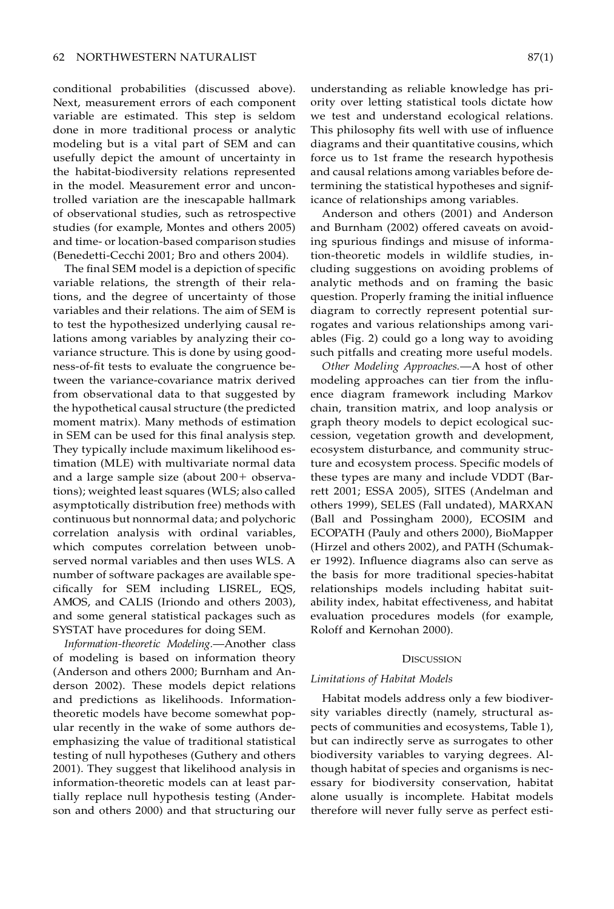conditional probabilities (discussed above). Next, measurement errors of each component variable are estimated. This step is seldom done in more traditional process or analytic modeling but is a vital part of SEM and can usefully depict the amount of uncertainty in the habitat-biodiversity relations represented in the model. Measurement error and uncontrolled variation are the inescapable hallmark of observational studies, such as retrospective studies (for example, Montes and others 2005) and time- or location-based comparison studies (Benedetti-Cecchi 2001; Bro and others 2004).

The final SEM model is a depiction of specific variable relations, the strength of their relations, and the degree of uncertainty of those variables and their relations. The aim of SEM is to test the hypothesized underlying causal relations among variables by analyzing their covariance structure. This is done by using goodness-of-fit tests to evaluate the congruence between the variance-covariance matrix derived from observational data to that suggested by the hypothetical causal structure (the predicted moment matrix). Many methods of estimation in SEM can be used for this final analysis step. They typically include maximum likelihood estimation (MLE) with multivariate normal data and a large sample size (about 200+ observations); weighted least squares (WLS; also called asymptotically distribution free) methods with continuous but nonnormal data; and polychoric correlation analysis with ordinal variables, which computes correlation between unobserved normal variables and then uses WLS. A number of software packages are available specifically for SEM including LISREL, EQS, AMOS, and CALIS (Iriondo and others 2003), and some general statistical packages such as SYSTAT have procedures for doing SEM.

*Information-theoretic Modeling*.—Another class of modeling is based on information theory (Anderson and others 2000; Burnham and Anderson 2002). These models depict relations and predictions as likelihoods. Information-theoretic models have become somewhat popular recently in the wake of some authors deemphasizing the value of traditional statistical testing of null hypotheses (Guthery and others 2001). They suggest that likelihood analysis in information-theoretic models can at least partially replace null hypothesis testing (Anderson and others 2000) and that structuring our understanding as reliable knowledge has priority over letting statistical tools dictate how we test and understand ecological relations. This philosophy fits well with use of influence diagrams and their quantitative cousins, which force us to 1st frame the research hypothesis and causal relations among variables before determining the statistical hypotheses and significance of relationships among variables.

Anderson and others (2001) and Anderson and Burnham (2002) offered caveats on avoiding spurious findings and misuse of information-theoretic models in wildlife studies, including suggestions on avoiding problems of analytic methods and on framing the basic question. Properly framing the initial influence diagram to correctly represent potential surrogates and various relationships among variables (Fig. 2) could go a long way to avoiding such pitfalls and creating more useful models.

*Other Modeling Approaches*.—A host of other modeling approaches can tier from the influence diagram framework including Markov chain, transition matrix, and loop analysis or graph theory models to depict ecological succession, vegetation growth and development, ecosystem disturbance, and community structure and ecosystem process. Specific models of these types are many and include VDDT (Barrett 2001; ESSA 2005), SITES (Andelman and others 1999), SELES (Fall undated), MARXAN (Ball and Possingham 2000), ECOSIM and ECOPATH (Pauly and others 2000), BioMapper (Hirzel and others 2002), and PATH (Schumaker 1992). Influence diagrams also can serve as the basis for more traditional species-habitat relationships models including habitat suitability index, habitat effectiveness, and habitat evaluation procedures models (for example, Roloff and Kernohan 2000).

## Discussion

### *Limitations of Habitat Models*

Habitat models address only a few biodiversity variables directly (namely, structural aspects of communities and ecosystems, Table 1), but can indirectly serve as surrogates to other biodiversity variables to varying degrees. Although habitat of species and organisms is necessary for biodiversity conservation, habitat alone usually is incomplete. Habitat models therefore will never fully serve as perfect esti-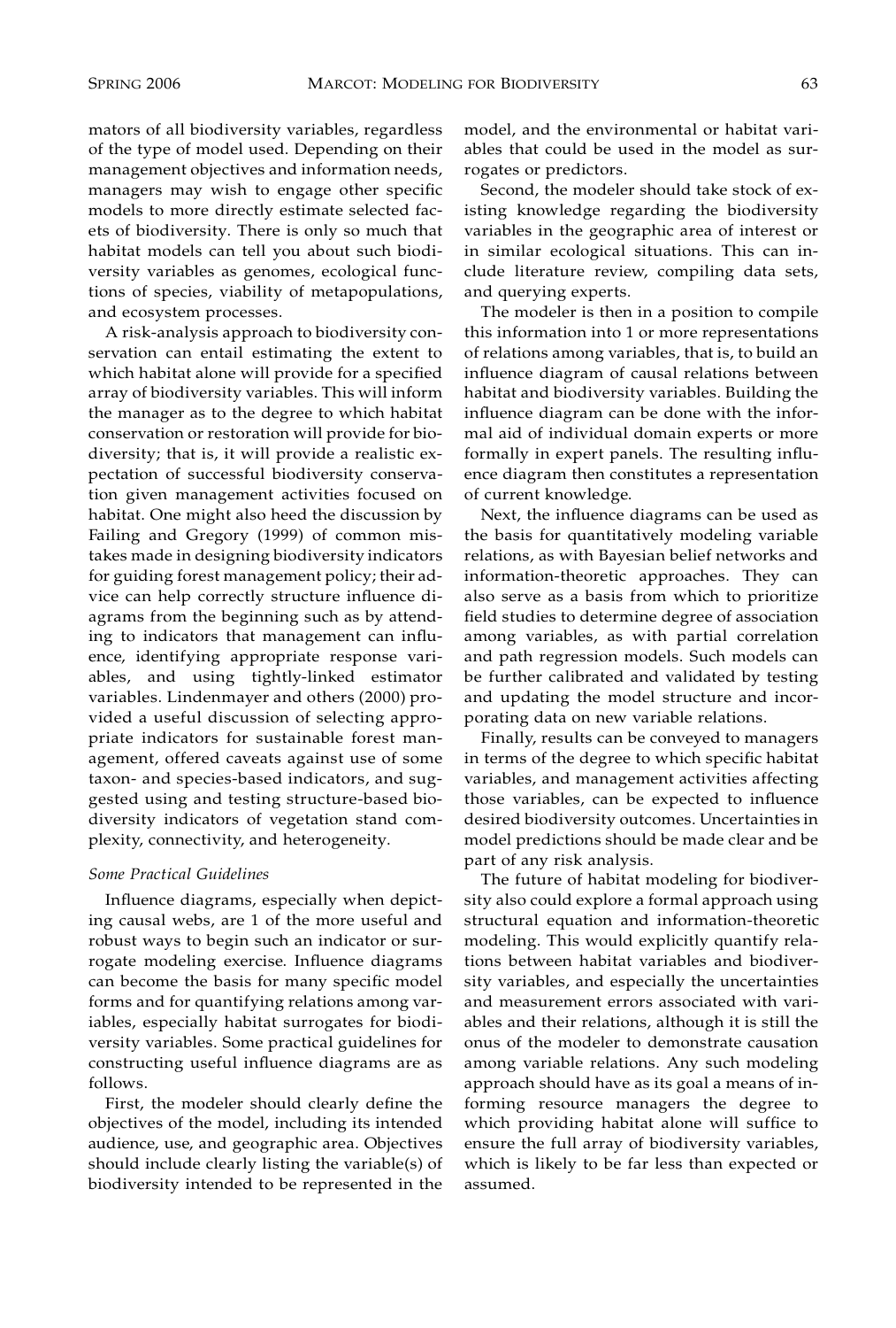mators of all biodiversity variables, regardless of the type of model used. Depending on their management objectives and information needs, managers may wish to engage other specific models to more directly estimate selected facets of biodiversity. There is only so much that habitat models can tell you about such biodiversity variables as genomes, ecological functions of species, viability of metapopulations, and ecosystem processes.

A risk-analysis approach to biodiversity conservation can entail estimating the extent to which habitat alone will provide for a specified array of biodiversity variables. This will inform the manager as to the degree to which habitat conservation or restoration will provide for biodiversity; that is, it will provide a realistic expectation of successful biodiversity conservation given management activities focused on habitat. One might also heed the discussion by Failing and Gregory (1999) of common mistakes made in designing biodiversity indicators for guiding forest management policy; their advice can help correctly structure influence diagrams from the beginning such as by attending to indicators that management can influence, identifying appropriate response variables, and using tightly-linked estimator variables. Lindenmayer and others (2000) provided a useful discussion of selecting appropriate indicators for sustainable forest management, offered caveats against use of some taxon- and species-based indicators, and suggested using and testing structure-based biodiversity indicators of vegetation stand complexity, connectivity, and heterogeneity.

### *Some Practical Guidelines*

Influence diagrams, especially when depicting causal webs, are 1 of the more useful and robust ways to begin such an indicator or surrogate modeling exercise. Influence diagrams can become the basis for many specific model forms and for quantifying relations among variables, especially habitat surrogates for biodiversity variables. Some practical guidelines for constructing useful influence diagrams are as follows.

First, the modeler should clearly define the objectives of the model, including its intended audience, use, and geographic area. Objectives should include clearly listing the variable(s) of biodiversity intended to be represented in the model, and the environmental or habitat variables that could be used in the model as surrogates or predictors.

Second, the modeler should take stock of existing knowledge regarding the biodiversity variables in the geographic area of interest or in similar ecological situations. This can include literature review, compiling data sets, and querying experts.

The modeler is then in a position to compile this information into 1 or more representations of relations among variables, that is, to build an influence diagram of causal relations between habitat and biodiversity variables. Building the influence diagram can be done with the informal aid of individual domain experts or more formally in expert panels. The resulting influence diagram then constitutes a representation of current knowledge.

Next, the influence diagrams can be used as the basis for quantitatively modeling variable relations, as with Bayesian belief networks and information-theoretic approaches. They can also serve as a basis from which to prioritize field studies to determine degree of association among variables, as with partial correlation and path regression models. Such models can be further calibrated and validated by testing and updating the model structure and incorporating data on new variable relations.

Finally, results can be conveyed to managers in terms of the degree to which specific habitat variables, and management activities affecting those variables, can be expected to influence desired biodiversity outcomes. Uncertainties in model predictions should be made clear and be part of any risk analysis.

The future of habitat modeling for biodiversity also could explore a formal approach using structural equation and information-theoretic modeling. This would explicitly quantify relations between habitat variables and biodiversity variables, and especially the uncertainties and measurement errors associated with variables and their relations, although it is still the onus of the modeler to demonstrate causation among variable relations. Any such modeling approach should have as its goal a means of informing resource managers the degree to which providing habitat alone will suffice to ensure the full array of biodiversity variables, which is likely to be far less than expected or assumed.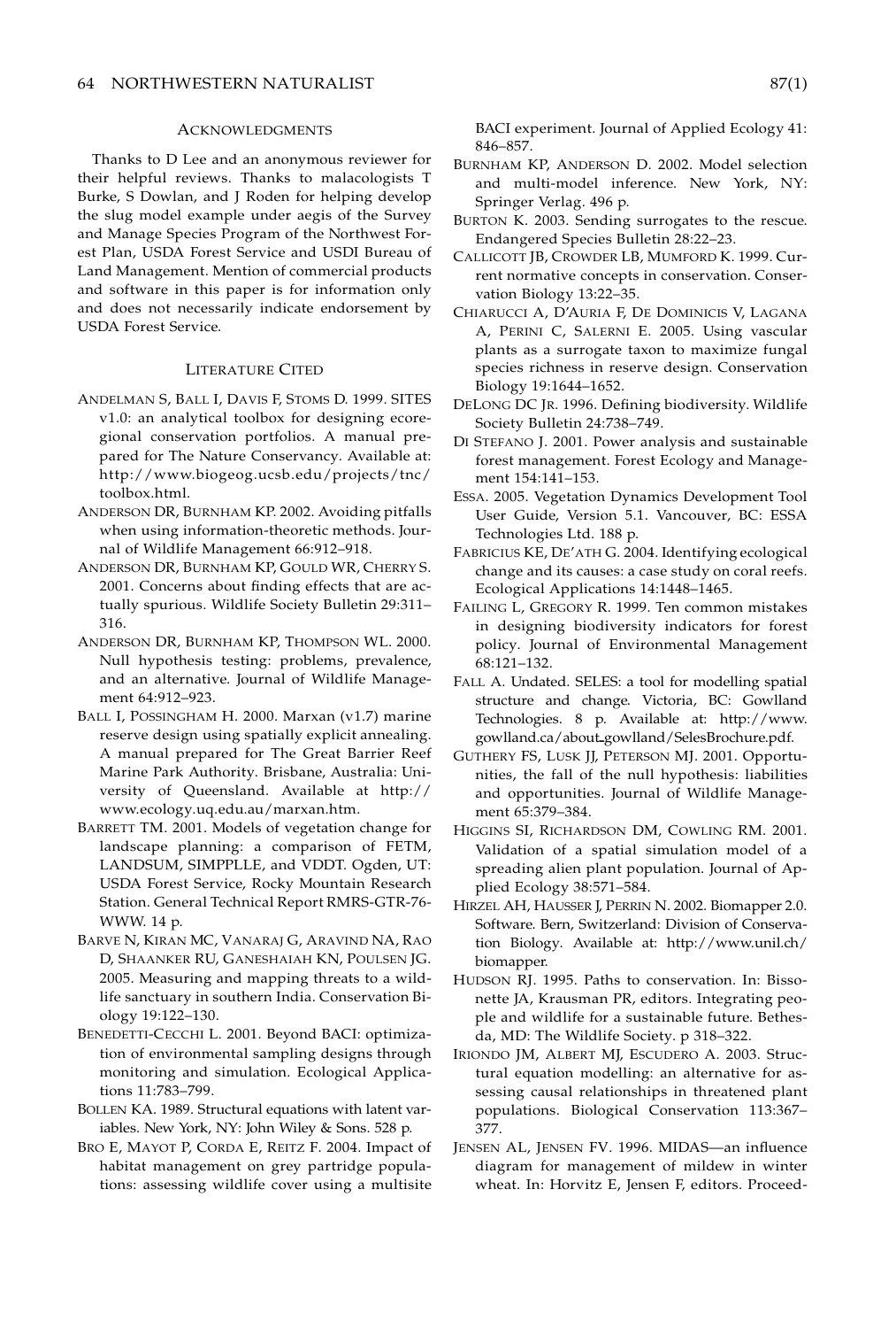## ACKNOWLEDGMENTS

Thanks to D Lee and an anonymous reviewer for their helpful reviews. Thanks to malacologists T Burke, S Dowlan, and J Roden for helping develop the slug model example under aegis of the Survey and Manage Species Program of the Northwest Forest Plan, USDA Forest Service and USDI Bureau of Land Management. Mention of commercial products and software in this paper is for information only and does not necessarily indicate endorsement by USDA Forest Service.

## LITERATURE CITED

ANDELMAN S, BALL I, DAVIS F, STOMS D. 1999. SITES v1.0: an analytical toolbox for designing ecoregional conservation portfolios. A manual prepared for The Nature Conservancy. Available at: http://www.biogeog.ucsb.edu/projects/tnc/toolbox.html.

ANDERSON DR, BURNHAM KP. 2002. Avoiding pitfalls when using information-theoretic methods. Journal of Wildlife Management 66:912–918.

ANDERSON DR, BURNHAM KP, GOULD WR, CHERRY S. 2001. Concerns about finding effects that are actually spurious. Wildlife Society Bulletin 29:311–316.

ANDERSON DR, BURNHAM KP, THOMPSON WL. 2000. Null hypothesis testing: problems, prevalence, and an alternative. Journal of Wildlife Management 64:912–923.

BALL I, POSSINGHAM H. 2000. Marxan (v1.7) marine reserve design using spatially explicit annealing. A manual prepared for The Great Barrier Reef Marine Park Authority. Brisbane, Australia: University of Queensland. Available at http://www.ecology.uq.edu.au/marxan.htm.

BARRETT TM. 2001. Models of vegetation change for landscape planning: a comparison of FETM, LANDSUM, SIMPPLLE, and VDDT. Ogden, UT: USDA Forest Service, Rocky Mountain Research Station. General Technical Report RMRS-GTR-76-WWW. 14 p.

BARVE N, KIRAN MC, VANARAJ G, ARAVIND NA, RAO D, SHAANKER RU, GANESHAIAH KN, POULSEN JG. 2005. Measuring and mapping threats to a wildlife sanctuary in southern India. Conservation Biology 19:122–130.

BENEDETTI-CECCHI L. 2001. Beyond BACI: optimization of environmental sampling designs through monitoring and simulation. Ecological Applications 11:783–799.

BOLLEN KA. 1989. Structural equations with latent variables. New York, NY: John Wiley & Sons. 528 p.

BRO E, MAYOT P, CORDA E, REITZ F. 2004. Impact of habitat management on grey partridge populations: assessing wildlife cover using a multisite BACI experiment. Journal of Applied Ecology 41:846–857.

BURNHAM KP, ANDERSON D. 2002. Model selection and multi-model inference. New York, NY: Springer Verlag. 496 p.

BURTON K. 2003. Sending surrogates to the rescue. Endangered Species Bulletin 28:22–23.

CALLICOTT JB, CROWDER LB, MUMFORD K. 1999. Current normative concepts in conservation. Conservation Biology 13:22–35.

CHIARUCCI A, D'AURIA F, DE DOMINICIS V, LAGANA A, PERINI C, SALERNI E. 2005. Using vascular plants as a surrogate taxon to maximize fungal species richness in reserve design. Conservation Biology 19:1644–1652.

DELONG DC JR. 1996. Defining biodiversity. Wildlife Society Bulletin 24:738–749.

DI STEFANO J. 2001. Power analysis and sustainable forest management. Forest Ecology and Management 154:141–153.

ESSA. 2005. Vegetation Dynamics Development Tool User Guide, Version 5.1. Vancouver, BC: ESSA Technologies Ltd. 188 p.

FABRICIUS KE, DE'ATH G. 2004. Identifying ecological change and its causes: a case study on coral reefs. Ecological Applications 14:1448–1465.

FAILING L, GREGORY R. 1999. Ten common mistakes in designing biodiversity indicators for forest policy. Journal of Environmental Management 68:121–132.

FALL A. Undated. SELES: a tool for modelling spatial structure and change. Victoria, BC: Gowlland Technologies. 8 p. Available at: http://www.gowlland.ca/about_gowlland/SelesBrochure.pdf.

GUTHERY FS, LUSK JJ, PETERSON MJ. 2001. Opportunities, the fall of the null hypothesis: liabilities and opportunities. Journal of Wildlife Management 65:379–384.

HIGGINS SI, RICHARDSON DM, COWLING RM. 2001. Validation of a spatial simulation model of a spreading alien plant population. Journal of Applied Ecology 38:571–584.

HIRZEL AH, HAUSSER J, PERRIN N. 2002. Biomapper 2.0. Software. Bern, Switzerland: Division of Conservation Biology. Available at: http://www.unil.ch/biomapper.

HUDSON RJ. 1995. Paths to conservation. In: Bissonette JA, Krausman PR, editors. Integrating people and wildlife for a sustainable future. Bethesda, MD: The Wildlife Society. p 318–322.

IRIONDO JM, ALBERT MJ, ESCUDERO A. 2003. Structural equation modelling: an alternative for assessing causal relationships in threatened plant populations. Biological Conservation 113:367–377.

JENSEN AL, JENSEN FV. 1996. MIDAS—an influence diagram for management of mildew in winter wheat. In: Horvitz E, Jensen F, editors. Proceed-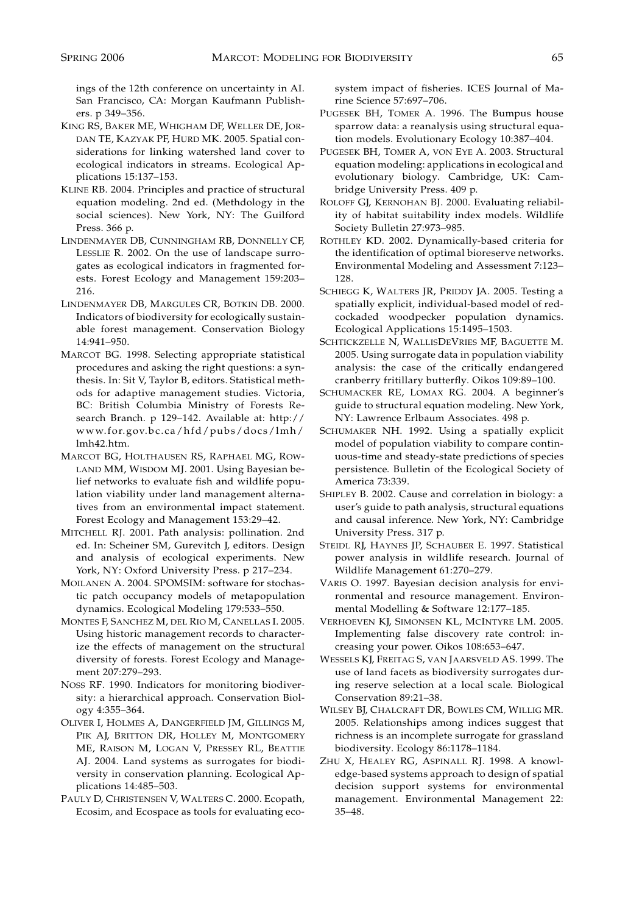ings of the 12th conference on uncertainty in AI. San Francisco, CA: Morgan Kaufmann Publishers. p 349–356.

KING RS, BAKER ME, WHIGHAM DF, WELLER DE, JORDAN TE, KAZYAK PF, HURD MK. 2005. Spatial considerations for linking watershed land cover to ecological indicators in streams. Ecological Applications 15:137–153.

KLINE RB. 2004. Principles and practice of structural equation modeling. 2nd ed. (Methdology in the social sciences). New York, NY: The Guilford Press. 366 p.

LINDENMAYER DB, CUNNINGHAM RB, DONNELLY CF, LESSLIE R. 2002. On the use of landscape surrogates as ecological indicators in fragmented forests. Forest Ecology and Management 159:203–216.

LINDENMAYER DB, MARGULES CR, BOTKIN DB. 2000. Indicators of biodiversity for ecologically sustainable forest management. Conservation Biology 14:941–950.

MARCOT BG. 1998. Selecting appropriate statistical procedures and asking the right questions: a synthesis. In: Sit V, Taylor B, editors. Statistical methods for adaptive management studies. Victoria, BC: British Columbia Ministry of Forests Research Branch. p 129–142. Available at: http://www.for.gov.bc.ca/hfd/pubs/docs/lmh/lmh42.htm.

MARCOT BG, HOLTHAUSEN RS, RAPHAEL MG, ROWLAND MM, WISDOM MJ. 2001. Using Bayesian belief networks to evaluate fish and wildlife population viability under land management alternatives from an environmental impact statement. Forest Ecology and Management 153:29–42.

MITCHELL RJ. 2001. Path analysis: pollination. 2nd ed. In: Scheiner SM, Gurevitch J, editors. Design and analysis of ecological experiments. New York, NY: Oxford University Press. p 217–234.

MOILANEN A. 2004. SPOMSIM: software for stochastic patch occupancy models of metapopulation dynamics. Ecological Modeling 179:533–550.

MONTES F, SANCHEZ M, DEL RIO M, CANELLAS I. 2005. Using historic management records to characterize the effects of management on the structural diversity of forests. Forest Ecology and Management 207:279–293.

NOSS RF. 1990. Indicators for monitoring biodiversity: a hierarchical approach. Conservation Biology 4:355–364.

OLIVER I, HOLMES A, DANGERFIELD JM, GILLINGS M, PIK AJ, BRITTON DR, HOLLEY M, MONTGOMERY ME, RAISON M, LOGAN V, PRESSEY RL, BEATTIE AJ. 2004. Land systems as surrogates for biodiversity in conservation planning. Ecological Applications 14:485–503.

PAULY D, CHRISTENSEN V, WALTERS C. 2000. Ecopath, Ecosim, and Ecospace as tools for evaluating ecosystem impact of fisheries. ICES Journal of Marine Science 57:697–706.

PUGESEK BH, TOMER A. 1996. The Bumpus house sparrow data: a reanalysis using structural equation models. Evolutionary Ecology 10:387–404.

PUGESEK BH, TOMER A, VON EYE A. 2003. Structural equation modeling: applications in ecological and evolutionary biology. Cambridge, UK: Cambridge University Press. 409 p.

ROLOFF GJ, KERNOHAN BJ. 2000. Evaluating reliability of habitat suitability index models. Wildlife Society Bulletin 27:973–985.

ROTHLEY KD. 2002. Dynamically-based criteria for the identification of optimal bioreserve networks. Environmental Modeling and Assessment 7:123–128.

SCHIEGG K, WALTERS JR, PRIDDY JA. 2005. Testing a spatially explicit, individual-based model of red-cockaded woodpecker population dynamics. Ecological Applications 15:1495–1503.

SCHTICKZELLE N, WALLISDEVRIES MF, BAGUETTE M. 2005. Using surrogate data in population viability analysis: the case of the critically endangered cranberry fritillary butterfly. Oikos 109:89–100.

SCHUMACKER RE, LOMAX RG. 2004. A beginner's guide to structural equation modeling. New York, NY: Lawrence Erlbaum Associates. 498 p.

SCHUMAKER NH. 1992. Using a spatially explicit model of population viability to compare continuous-time and steady-state predictions of species persistence. Bulletin of the Ecological Society of America 73:339.

SHIPLEY B. 2002. Cause and correlation in biology: a user's guide to path analysis, structural equations and causal inference. New York, NY: Cambridge University Press. 317 p.

STEIDL RJ, HAYNES JP, SCHAUBER E. 1997. Statistical power analysis in wildlife research. Journal of Wildlife Management 61:270–279.

VARIS O. 1997. Bayesian decision analysis for environmental and resource management. Environmental Modelling & Software 12:177–185.

VERHOEVEN KJ, SIMONSEN KL, MCINTYRE LM. 2005. Implementing false discovery rate control: increasing your power. Oikos 108:653–647.

WESSELS KJ, FREITAG S, VAN JAARSVELD AS. 1999. The use of land facets as biodiversity surrogates during reserve selection at a local scale. Biological Conservation 89:21–38.

WILSEY BJ, CHALCRAFT DR, BOWLES CM, WILLIG MR. 2005. Relationships among indices suggest that richness is an incomplete surrogate for grassland biodiversity. Ecology 86:1178–1184.

ZHU X, HEALEY RG, ASPINALL RJ. 1998. A knowledge-based systems approach to design of spatial decision support systems for environmental management. Environmental Management 22: 35–48.